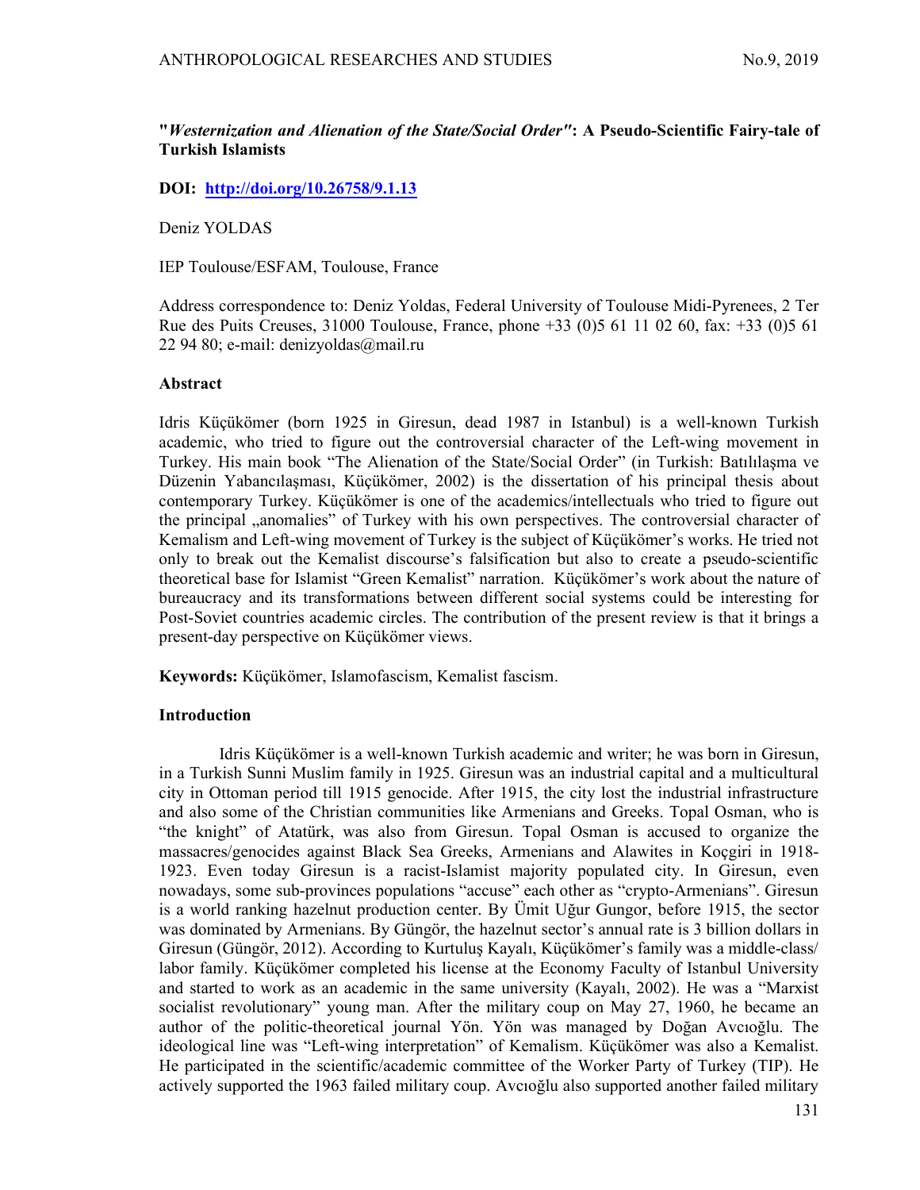**"*Westernization and Alienation of the State/Social Order"*: A Pseudo-Scientific Fairy-tale of Turkish Islamists**

**DOI: [http://doi.org/10.26758/9.1.13](http://doi.org/10.26758/9.1.13)**

Deniz YOLDAS

IEP Toulouse/ESFAM, Toulouse, France

Address correspondence to: Deniz Yoldas, Federal University of Toulouse Midi-Pyrenees, 2 Ter Rue des Puits Creuses, 31000 Toulouse, France, phone +33 (0)5 61 11 02 60, fax: +33 (0)5 61 22 94 80; e-mail: denizyoldas@mail.ru

**Abstract**

Idris Küçükömer (born 1925 in Giresun, dead 1987 in Istanbul) is a well-known Turkish academic, who tried to figure out the controversial character of the Left-wing movement in Turkey. His main book "The Alienation of the State/Social Order" (in Turkish: Batılılaşma ve Düzenin Yabancılaşması, Küçükömer, 2002) is the dissertation of his principal thesis about contemporary Turkey. Küçükömer is one of the academics/intellectuals who tried to figure out the principal „anomalies" of Turkey with his own perspectives. The controversial character of Kemalism and Left-wing movement of Turkey is the subject of Küçükömer's works. He tried not only to break out the Kemalist discourse's falsification but also to create a pseudo-scientific theoretical base for Islamist "Green Kemalist" narration. Küçükömer's work about the nature of bureaucracy and its transformations between different social systems could be interesting for Post-Soviet countries academic circles. The contribution of the present review is that it brings a present-day perspective on Küçükömer views.

**Keywords:** Küçükömer, Islamofascism, Kemalist fascism.

**Introduction**

Idris Küçükömer is a well-known Turkish academic and writer; he was born in Giresun, in a Turkish Sunni Muslim family in 1925. Giresun was an industrial capital and a multicultural city in Ottoman period till 1915 genocide. After 1915, the city lost the industrial infrastructure and also some of the Christian communities like Armenians and Greeks. Topal Osman, who is "the knight" of Atatürk, was also from Giresun. Topal Osman is accused to organize the massacres/genocides against Black Sea Greeks, Armenians and Alawites in Koçgiri in 1918-1923. Even today Giresun is a racist-Islamist majority populated city. In Giresun, even nowadays, some sub-provinces populations "accuse" each other as "crypto-Armenians". Giresun is a world ranking hazelnut production center. By Ümit Uğur Gungor, before 1915, the sector was dominated by Armenians. By Güngör, the hazelnut sector's annual rate is 3 billion dollars in Giresun (Güngör, 2012). According to Kurtuluş Kayalı, Küçükömer's family was a middle-class/ labor family. Küçükömer completed his license at the Economy Faculty of Istanbul University and started to work as an academic in the same university (Kayalı, 2002). He was a "Marxist socialist revolutionary" young man. After the military coup on May 27, 1960, he became an author of the politic-theoretical journal Yön. Yön was managed by Doğan Avcıoğlu. The ideological line was "Left-wing interpretation" of Kemalism. Küçükömer was also a Kemalist. He participated in the scientific/academic committee of the Worker Party of Turkey (TIP). He actively supported the 1963 failed military coup. Avcıoğlu also supported another failed military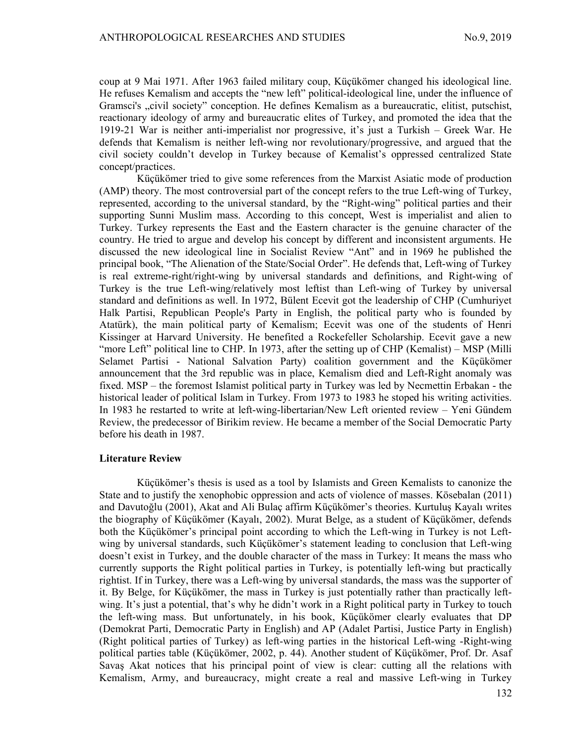coup at 9 Mai 1971. After 1963 failed military coup, Küçükömer changed his ideological line. He refuses Kemalism and accepts the "new left" political-ideological line, under the influence of Gramsci's „civil society" conception. He defines Kemalism as a bureaucratic, elitist, putschist, reactionary ideology of army and bureaucratic elites of Turkey, and promoted the idea that the 1919-21 War is neither anti-imperialist nor progressive, it's just a Turkish – Greek War. He defends that Kemalism is neither left-wing nor revolutionary/progressive, and argued that the civil society couldn't develop in Turkey because of Kemalist's oppressed centralized State concept/practices.

Küçükömer tried to give some references from the Marxist Asiatic mode of production (AMP) theory. The most controversial part of the concept refers to the true Left-wing of Turkey, represented, according to the universal standard, by the "Right-wing" political parties and their supporting Sunni Muslim mass. According to this concept, West is imperialist and alien to Turkey. Turkey represents the East and the Eastern character is the genuine character of the country. He tried to argue and develop his concept by different and inconsistent arguments. He discussed the new ideological line in Socialist Review "Ant" and in 1969 he published the principal book, "The Alienation of the State/Social Order". He defends that, Left-wing of Turkey is real extreme-right/right-wing by universal standards and definitions, and Right-wing of Turkey is the true Left-wing/relatively most leftist than Left-wing of Turkey by universal standard and definitions as well. In 1972, Bülent Ecevit got the leadership of CHP (Cumhuriyet Halk Partisi, Republican People's Party in English, the political party who is founded by Atatürk), the main political party of Kemalism; Ecevit was one of the students of Henri Kissinger at Harvard University. He benefited a Rockefeller Scholarship. Ecevit gave a new "more Left" political line to CHP. In 1973, after the setting up of CHP (Kemalist) – MSP (Milli Selamet Partisi - National Salvation Party) coalition government and the Küçükömer announcement that the 3rd republic was in place, Kemalism died and Left-Right anomaly was fixed. MSP – the foremost Islamist political party in Turkey was led by Necmettin Erbakan - the historical leader of political Islam in Turkey. From 1973 to 1983 he stoped his writing activities. In 1983 he restarted to write at left-wing-libertarian/New Left oriented review – Yeni Gündem Review, the predecessor of Birikim review. He became a member of the Social Democratic Party before his death in 1987.

### Literature Review

Küçükömer's thesis is used as a tool by Islamists and Green Kemalists to canonize the State and to justify the xenophobic oppression and acts of violence of masses. Kösebalan (2011) and Davutoğlu (2001), Akat and Ali Bulaç affirm Küçükömer's theories. Kurtuluş Kayalı writes the biography of Küçükömer (Kayalı, 2002). Murat Belge, as a student of Küçükömer, defends both the Küçükömer's principal point according to which the Left-wing in Turkey is not Left-wing by universal standards, such Küçükömer's statement leading to conclusion that Left-wing doesn't exist in Turkey, and the double character of the mass in Turkey: It means the mass who currently supports the Right political parties in Turkey, is potentially left-wing but practically rightist. If in Turkey, there was a Left-wing by universal standards, the mass was the supporter of it. By Belge, for Küçükömer, the mass in Turkey is just potentially rather than practically left-wing. It's just a potential, that's why he didn't work in a Right political party in Turkey to touch the left-wing mass. But unfortunately, in his book, Küçükömer clearly evaluates that DP (Demokrat Parti, Democratic Party in English) and AP (Adalet Partisi, Justice Party in English) (Right political parties of Turkey) as left-wing parties in the historical Left-wing -Right-wing political parties table (Küçükömer, 2002, p. 44). Another student of Küçükömer, Prof. Dr. Asaf Savaş Akat notices that his principal point of view is clear: cutting all the relations with Kemalism, Army, and bureaucracy, might create a real and massive Left-wing in Turkey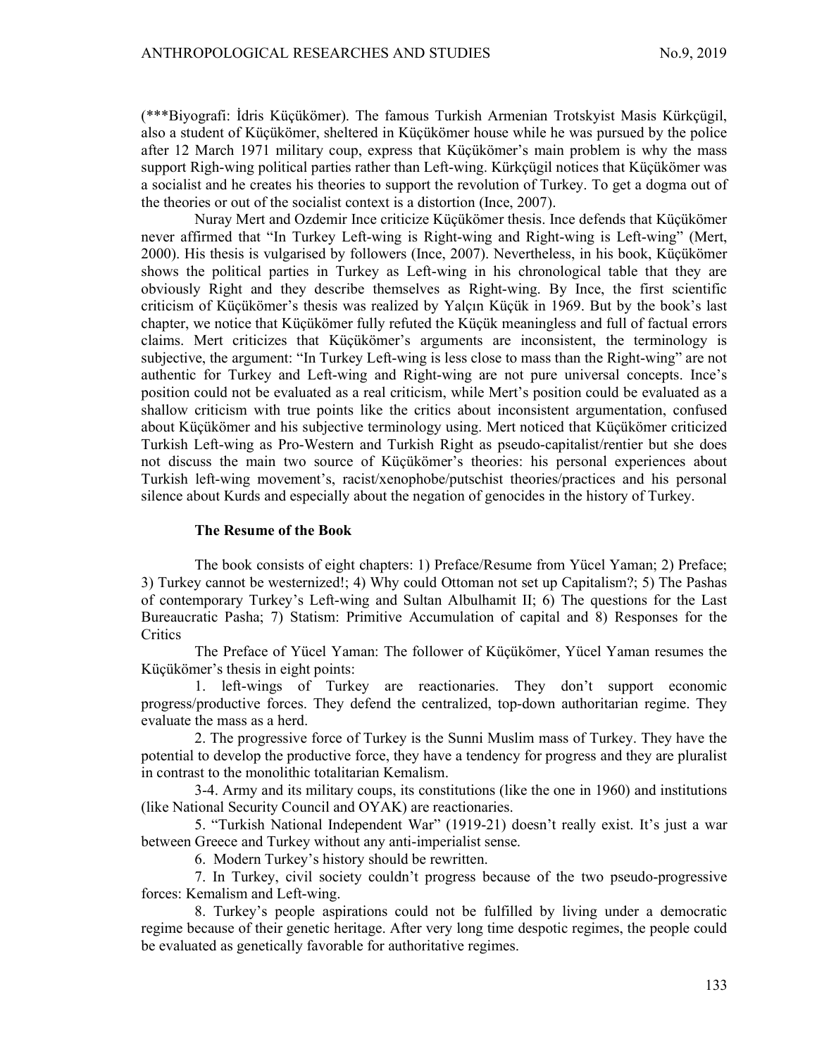(***Biyografi: İdris Küçükömer). The famous Turkish Armenian Trotskyist Masis Kürkçügil, also a student of Küçükömer, sheltered in Küçükömer house while he was pursued by the police after 12 March 1971 military coup, express that Küçükömer's main problem is why the mass support Righ-wing political parties rather than Left-wing. Kürkçügil notices that Küçükömer was a socialist and he creates his theories to support the revolution of Turkey. To get a dogma out of the theories or out of the socialist context is a distortion (Ince, 2007).

Nuray Mert and Ozdemir Ince criticize Küçükömer thesis. Ince defends that Küçükömer never affirmed that "In Turkey Left-wing is Right-wing and Right-wing is Left-wing" (Mert, 2000). His thesis is vulgarised by followers (Ince, 2007). Nevertheless, in his book, Küçükömer shows the political parties in Turkey as Left-wing in his chronological table that they are obviously Right and they describe themselves as Right-wing. By Ince, the first scientific criticism of Küçükömer's thesis was realized by Yalçın Küçük in 1969. But by the book's last chapter, we notice that Küçükömer fully refuted the Küçük meaningless and full of factual errors claims. Mert criticizes that Küçükömer's arguments are inconsistent, the terminology is subjective, the argument: "In Turkey Left-wing is less close to mass than the Right-wing" are not authentic for Turkey and Left-wing and Right-wing are not pure universal concepts. Ince's position could not be evaluated as a real criticism, while Mert's position could be evaluated as a shallow criticism with true points like the critics about inconsistent argumentation, confused about Küçükömer and his subjective terminology using. Mert noticed that Küçükömer criticized Turkish Left-wing as Pro-Western and Turkish Right as pseudo-capitalist/rentier but she does not discuss the main two source of Küçükömer's theories: his personal experiences about Turkish left-wing movement's, racist/xenophobe/putschist theories/practices and his personal silence about Kurds and especially about the negation of genocides in the history of Turkey.

### The Resume of the Book

The book consists of eight chapters: 1) Preface/Resume from Yücel Yaman; 2) Preface; 3) Turkey cannot be westernized!; 4) Why could Ottoman not set up Capitalism?; 5) The Pashas of contemporary Turkey's Left-wing and Sultan Albulhamit II; 6) The questions for the Last Bureaucratic Pasha; 7) Statism: Primitive Accumulation of capital and 8) Responses for the Critics

The Preface of Yücel Yaman: The follower of Küçükömer, Yücel Yaman resumes the Küçükömer's thesis in eight points:

1. left-wings of Turkey are reactionaries. They don't support economic progress/productive forces. They defend the centralized, top-down authoritarian regime. They evaluate the mass as a herd.

2. The progressive force of Turkey is the Sunni Muslim mass of Turkey. They have the potential to develop the productive force, they have a tendency for progress and they are pluralist in contrast to the monolithic totalitarian Kemalism.

3-4. Army and its military coups, its constitutions (like the one in 1960) and institutions (like National Security Council and OYAK) are reactionaries.

5. "Turkish National Independent War" (1919-21) doesn't really exist. It's just a war between Greece and Turkey without any anti-imperialist sense.

6. Modern Turkey's history should be rewritten.

7. In Turkey, civil society couldn't progress because of the two pseudo-progressive forces: Kemalism and Left-wing.

8. Turkey's people aspirations could not be fulfilled by living under a democratic regime because of their genetic heritage. After very long time despotic regimes, the people could be evaluated as genetically favorable for authoritative regimes.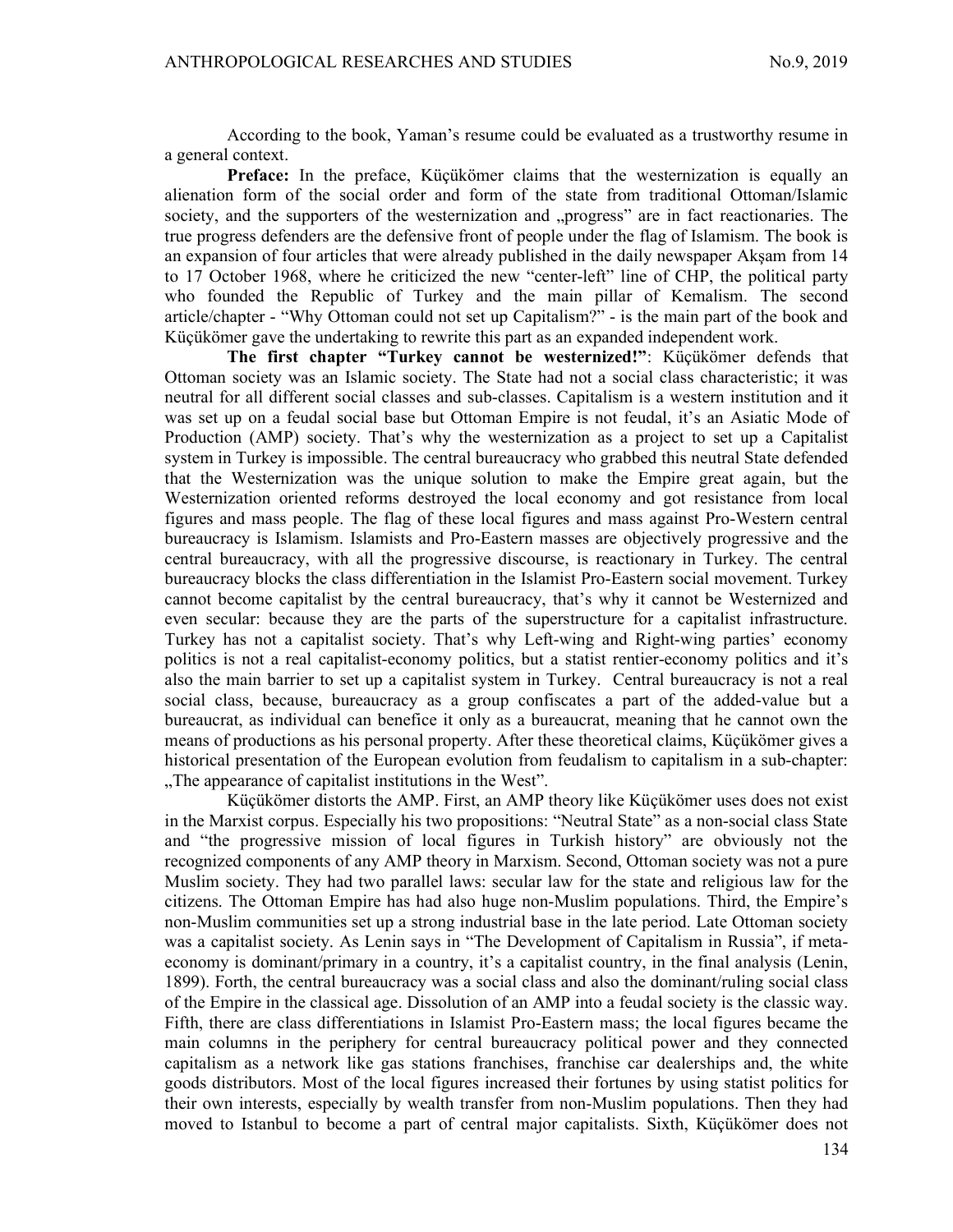According to the book, Yaman's resume could be evaluated as a trustworthy resume in a general context.

**Preface:** In the preface, Küçükömer claims that the westernization is equally an alienation form of the social order and form of the state from traditional Ottoman/Islamic society, and the supporters of the westernization and „progress" are in fact reactionaries. The true progress defenders are the defensive front of people under the flag of Islamism. The book is an expansion of four articles that were already published in the daily newspaper Akşam from 14 to 17 October 1968, where he criticized the new "center-left" line of CHP, the political party who founded the Republic of Turkey and the main pillar of Kemalism. The second article/chapter - "Why Ottoman could not set up Capitalism?" - is the main part of the book and Küçükömer gave the undertaking to rewrite this part as an expanded independent work.

**The first chapter "Turkey cannot be westernized!"**: Küçükömer defends that Ottoman society was an Islamic society. The State had not a social class characteristic; it was neutral for all different social classes and sub-classes. Capitalism is a western institution and it was set up on a feudal social base but Ottoman Empire is not feudal, it's an Asiatic Mode of Production (AMP) society. That's why the westernization as a project to set up a Capitalist system in Turkey is impossible. The central bureaucracy who grabbed this neutral State defended that the Westernization was the unique solution to make the Empire great again, but the Westernization oriented reforms destroyed the local economy and got resistance from local figures and mass people. The flag of these local figures and mass against Pro-Western central bureaucracy is Islamism. Islamists and Pro-Eastern masses are objectively progressive and the central bureaucracy, with all the progressive discourse, is reactionary in Turkey. The central bureaucracy blocks the class differentiation in the Islamist Pro-Eastern social movement. Turkey cannot become capitalist by the central bureaucracy, that's why it cannot be Westernized and even secular: because they are the parts of the superstructure for a capitalist infrastructure. Turkey has not a capitalist society. That's why Left-wing and Right-wing parties' economy politics is not a real capitalist-economy politics, but a statist rentier-economy politics and it's also the main barrier to set up a capitalist system in Turkey. Central bureaucracy is not a real social class, because, bureaucracy as a group confiscates a part of the added-value but a bureaucrat, as individual can benefice it only as a bureaucrat, meaning that he cannot own the means of productions as his personal property. After these theoretical claims, Küçükömer gives a historical presentation of the European evolution from feudalism to capitalism in a sub-chapter: „The appearance of capitalist institutions in the West".

Küçükömer distorts the AMP. First, an AMP theory like Küçükömer uses does not exist in the Marxist corpus. Especially his two propositions: "Neutral State" as a non-social class State and "the progressive mission of local figures in Turkish history" are obviously not the recognized components of any AMP theory in Marxism. Second, Ottoman society was not a pure Muslim society. They had two parallel laws: secular law for the state and religious law for the citizens. The Ottoman Empire has had also huge non-Muslim populations. Third, the Empire's non-Muslim communities set up a strong industrial base in the late period. Late Ottoman society was a capitalist society. As Lenin says in "The Development of Capitalism in Russia", if meta-economy is dominant/primary in a country, it's a capitalist country, in the final analysis (Lenin, 1899). Forth, the central bureaucracy was a social class and also the dominant/ruling social class of the Empire in the classical age. Dissolution of an AMP into a feudal society is the classic way. Fifth, there are class differentiations in Islamist Pro-Eastern mass; the local figures became the main columns in the periphery for central bureaucracy political power and they connected capitalism as a network like gas stations franchises, franchise car dealerships and, the white goods distributors. Most of the local figures increased their fortunes by using statist politics for their own interests, especially by wealth transfer from non-Muslim populations. Then they had moved to Istanbul to become a part of central major capitalists. Sixth, Küçükömer does not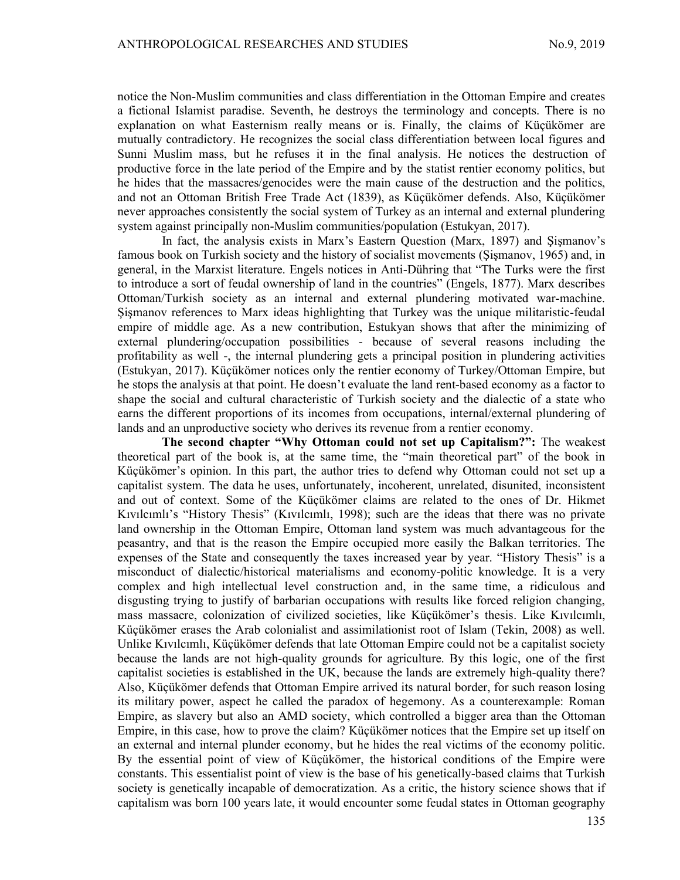notice the Non-Muslim communities and class differentiation in the Ottoman Empire and creates a fictional Islamist paradise. Seventh, he destroys the terminology and concepts. There is no explanation on what Easternism really means or is. Finally, the claims of Küçükömer are mutually contradictory. He recognizes the social class differentiation between local figures and Sunni Muslim mass, but he refuses it in the final analysis. He notices the destruction of productive force in the late period of the Empire and by the statist rentier economy politics, but he hides that the massacres/genocides were the main cause of the destruction and the politics, and not an Ottoman British Free Trade Act (1839), as Küçükömer defends. Also, Küçükömer never approaches consistently the social system of Turkey as an internal and external plundering system against principally non-Muslim communities/population (Estukyan, 2017).

In fact, the analysis exists in Marx's Eastern Question (Marx, 1897) and Şişmanov's famous book on Turkish society and the history of socialist movements (Şişmanov, 1965) and, in general, in the Marxist literature. Engels notices in Anti-Dühring that "The Turks were the first to introduce a sort of feudal ownership of land in the countries" (Engels, 1877). Marx describes Ottoman/Turkish society as an internal and external plundering motivated war-machine. Şişmanov references to Marx ideas highlighting that Turkey was the unique militaristic-feudal empire of middle age. As a new contribution, Estukyan shows that after the minimizing of external plundering/occupation possibilities - because of several reasons including the profitability as well -, the internal plundering gets a principal position in plundering activities (Estukyan, 2017). Küçükömer notices only the rentier economy of Turkey/Ottoman Empire, but he stops the analysis at that point. He doesn't evaluate the land rent-based economy as a factor to shape the social and cultural characteristic of Turkish society and the dialectic of a state who earns the different proportions of its incomes from occupations, internal/external plundering of lands and an unproductive society who derives its revenue from a rentier economy.

**The second chapter "Why Ottoman could not set up Capitalism?":** The weakest theoretical part of the book is, at the same time, the "main theoretical part" of the book in Küçükömer's opinion. In this part, the author tries to defend why Ottoman could not set up a capitalist system. The data he uses, unfortunately, incoherent, unrelated, disunited, inconsistent and out of context. Some of the Küçükömer claims are related to the ones of Dr. Hikmet Kıvılcımlı's "History Thesis" (Kıvılcımlı, 1998); such are the ideas that there was no private land ownership in the Ottoman Empire, Ottoman land system was much advantageous for the peasantry, and that is the reason the Empire occupied more easily the Balkan territories. The expenses of the State and consequently the taxes increased year by year. "History Thesis" is a misconduct of dialectic/historical materialisms and economy-politic knowledge. It is a very complex and high intellectual level construction and, in the same time, a ridiculous and disgusting trying to justify of barbarian occupations with results like forced religion changing, mass massacre, colonization of civilized societies, like Küçükömer's thesis. Like Kıvılcımlı, Küçükömer erases the Arab colonialist and assimilationist root of Islam (Tekin, 2008) as well. Unlike Kıvılcımlı, Küçükömer defends that late Ottoman Empire could not be a capitalist society because the lands are not high-quality grounds for agriculture. By this logic, one of the first capitalist societies is established in the UK, because the lands are extremely high-quality there? Also, Küçükömer defends that Ottoman Empire arrived its natural border, for such reason losing its military power, aspect he called the paradox of hegemony. As a counterexample: Roman Empire, as slavery but also an AMD society, which controlled a bigger area than the Ottoman Empire, in this case, how to prove the claim? Küçükömer notices that the Empire set up itself on an external and internal plunder economy, but he hides the real victims of the economy politic. By the essential point of view of Küçükömer, the historical conditions of the Empire were constants. This essentialist point of view is the base of his genetically-based claims that Turkish society is genetically incapable of democratization. As a critic, the history science shows that if capitalism was born 100 years late, it would encounter some feudal states in Ottoman geography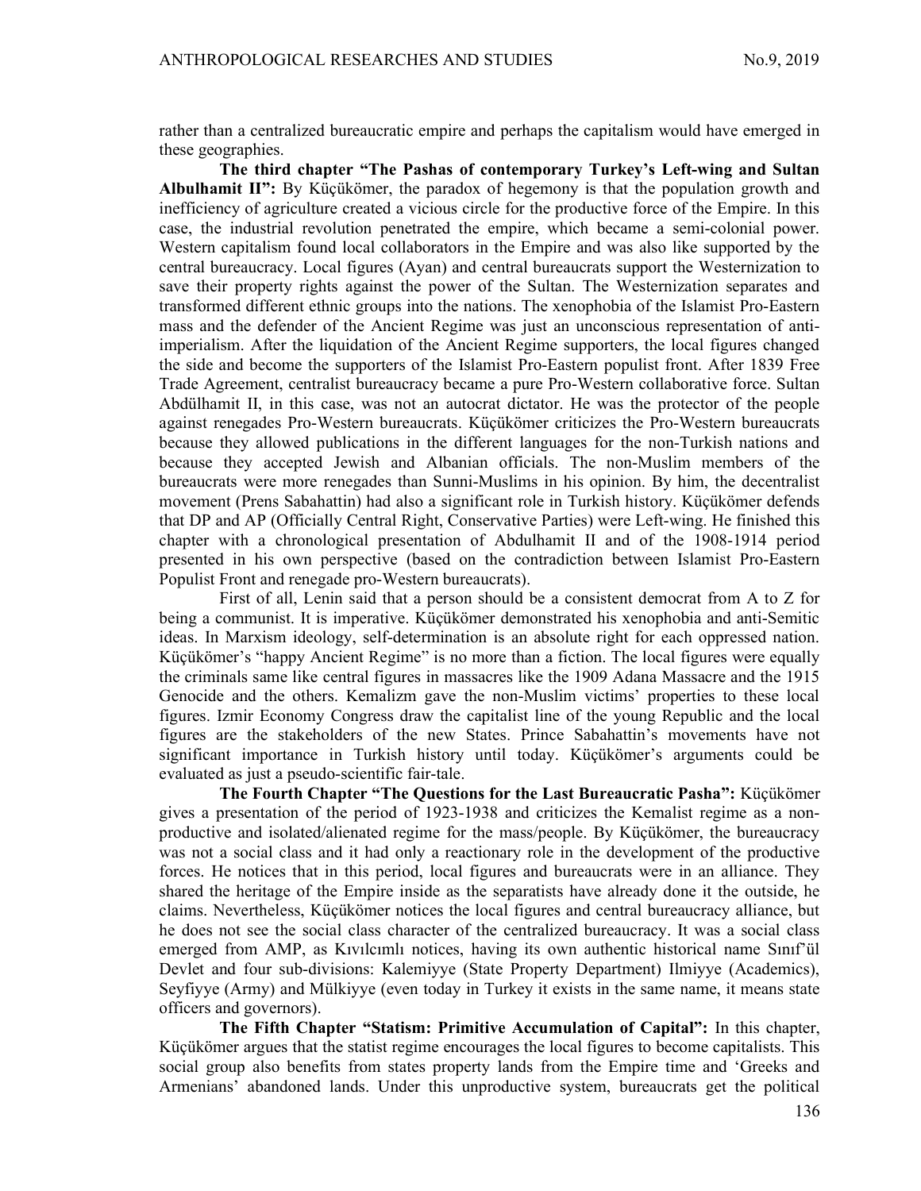rather than a centralized bureaucratic empire and perhaps the capitalism would have emerged in these geographies.

**The third chapter "The Pashas of contemporary Turkey's Left-wing and Sultan Albulhamit II":** By Küçükömer, the paradox of hegemony is that the population growth and inefficiency of agriculture created a vicious circle for the productive force of the Empire. In this case, the industrial revolution penetrated the empire, which became a semi-colonial power. Western capitalism found local collaborators in the Empire and was also like supported by the central bureaucracy. Local figures (Ayan) and central bureaucrats support the Westernization to save their property rights against the power of the Sultan. The Westernization separates and transformed different ethnic groups into the nations. The xenophobia of the Islamist Pro-Eastern mass and the defender of the Ancient Regime was just an unconscious representation of anti-imperialism. After the liquidation of the Ancient Regime supporters, the local figures changed the side and become the supporters of the Islamist Pro-Eastern populist front. After 1839 Free Trade Agreement, centralist bureaucracy became a pure Pro-Western collaborative force. Sultan Abdülhamit II, in this case, was not an autocrat dictator. He was the protector of the people against renegades Pro-Western bureaucrats. Küçükömer criticizes the Pro-Western bureaucrats because they allowed publications in the different languages for the non-Turkish nations and because they accepted Jewish and Albanian officials. The non-Muslim members of the bureaucrats were more renegades than Sunni-Muslims in his opinion. By him, the decentralist movement (Prens Sabahattin) had also a significant role in Turkish history. Küçükömer defends that DP and AP (Officially Central Right, Conservative Parties) were Left-wing. He finished this chapter with a chronological presentation of Abdulhamit II and of the 1908-1914 period presented in his own perspective (based on the contradiction between Islamist Pro-Eastern Populist Front and renegade pro-Western bureaucrats).

First of all, Lenin said that a person should be a consistent democrat from A to Z for being a communist. It is imperative. Küçükömer demonstrated his xenophobia and anti-Semitic ideas. In Marxism ideology, self-determination is an absolute right for each oppressed nation. Küçükömer's "happy Ancient Regime" is no more than a fiction. The local figures were equally the criminals same like central figures in massacres like the 1909 Adana Massacre and the 1915 Genocide and the others. Kemalizm gave the non-Muslim victims' properties to these local figures. Izmir Economy Congress draw the capitalist line of the young Republic and the local figures are the stakeholders of the new States. Prince Sabahattin's movements have not significant importance in Turkish history until today. Küçükömer's arguments could be evaluated as just a pseudo-scientific fair-tale.

**The Fourth Chapter "The Questions for the Last Bureaucratic Pasha":** Küçükömer gives a presentation of the period of 1923-1938 and criticizes the Kemalist regime as a non-productive and isolated/alienated regime for the mass/people. By Küçükömer, the bureaucracy was not a social class and it had only a reactionary role in the development of the productive forces. He notices that in this period, local figures and bureaucrats were in an alliance. They shared the heritage of the Empire inside as the separatists have already done it the outside, he claims. Nevertheless, Küçükömer notices the local figures and central bureaucracy alliance, but he does not see the social class character of the centralized bureaucracy. It was a social class emerged from AMP, as Kıvılcımlı notices, having its own authentic historical name Sınıf'ül Devlet and four sub-divisions: Kalemiyye (State Property Department) Ilmiyye (Academics), Seyfiyye (Army) and Mülkiyye (even today in Turkey it exists in the same name, it means state officers and governors).

**The Fifth Chapter "Statism: Primitive Accumulation of Capital":** In this chapter, Küçükömer argues that the statist regime encourages the local figures to become capitalists. This social group also benefits from states property lands from the Empire time and 'Greeks and Armenians' abandoned lands. Under this unproductive system, bureaucrats get the political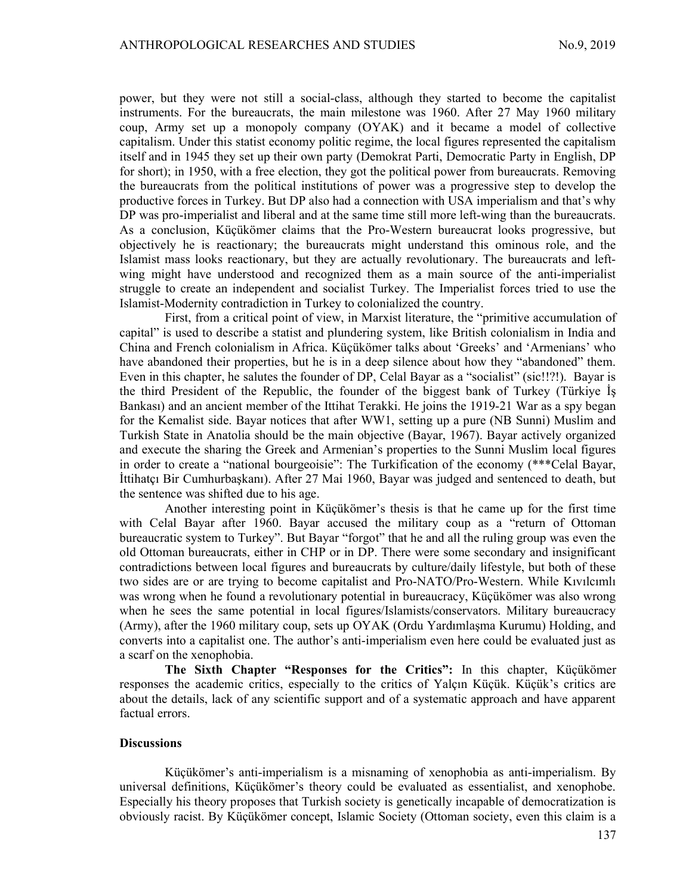power, but they were not still a social-class, although they started to become the capitalist instruments. For the bureaucrats, the main milestone was 1960. After 27 May 1960 military coup, Army set up a monopoly company (OYAK) and it became a model of collective capitalism. Under this statist economy politic regime, the local figures represented the capitalism itself and in 1945 they set up their own party (Demokrat Parti, Democratic Party in English, DP for short); in 1950, with a free election, they got the political power from bureaucrats. Removing the bureaucrats from the political institutions of power was a progressive step to develop the productive forces in Turkey. But DP also had a connection with USA imperialism and that's why DP was pro-imperialist and liberal and at the same time still more left-wing than the bureaucrats. As a conclusion, Küçükömer claims that the Pro-Western bureaucrat looks progressive, but objectively he is reactionary; the bureaucrats might understand this ominous role, and the Islamist mass looks reactionary, but they are actually revolutionary. The bureaucrats and left-wing might have understood and recognized them as a main source of the anti-imperialist struggle to create an independent and socialist Turkey. The Imperialist forces tried to use the Islamist-Modernity contradiction in Turkey to colonialized the country.

First, from a critical point of view, in Marxist literature, the "primitive accumulation of capital" is used to describe a statist and plundering system, like British colonialism in India and China and French colonialism in Africa. Küçükömer talks about 'Greeks' and 'Armenians' who have abandoned their properties, but he is in a deep silence about how they "abandoned" them. Even in this chapter, he salutes the founder of DP, Celal Bayar as a "socialist" (sic!!?!). Bayar is the third President of the Republic, the founder of the biggest bank of Turkey (Türkiye İş Bankası) and an ancient member of the Ittihat Terakki. He joins the 1919-21 War as a spy began for the Kemalist side. Bayar notices that after WW1, setting up a pure (NB Sunni) Muslim and Turkish State in Anatolia should be the main objective (Bayar, 1967). Bayar actively organized and execute the sharing the Greek and Armenian's properties to the Sunni Muslim local figures in order to create a "national bourgeoisie": The Turkification of the economy (***Celal Bayar, İttihatçı Bir Cumhurbaşkanı). After 27 Mai 1960, Bayar was judged and sentenced to death, but the sentence was shifted due to his age.

Another interesting point in Küçükömer's thesis is that he came up for the first time with Celal Bayar after 1960. Bayar accused the military coup as a "return of Ottoman bureaucratic system to Turkey". But Bayar "forgot" that he and all the ruling group was even the old Ottoman bureaucrats, either in CHP or in DP. There were some secondary and insignificant contradictions between local figures and bureaucrats by culture/daily lifestyle, but both of these two sides are or are trying to become capitalist and Pro-NATO/Pro-Western. While Kıvılcımlı was wrong when he found a revolutionary potential in bureaucracy, Küçükömer was also wrong when he sees the same potential in local figures/Islamists/conservators. Military bureaucracy (Army), after the 1960 military coup, sets up OYAK (Ordu Yardımlaşma Kurumu) Holding, and converts into a capitalist one. The author's anti-imperialism even here could be evaluated just as a scarf on the xenophobia.

**The Sixth Chapter "Responses for the Critics":** In this chapter, Küçükömer responses the academic critics, especially to the critics of Yalçın Küçük. Küçük's critics are about the details, lack of any scientific support and of a systematic approach and have apparent factual errors.

## Discussions

Küçükömer's anti-imperialism is a misnaming of xenophobia as anti-imperialism. By universal definitions, Küçükömer's theory could be evaluated as essentialist, and xenophobe. Especially his theory proposes that Turkish society is genetically incapable of democratization is obviously racist. By Küçükömer concept, Islamic Society (Ottoman society, even this claim is a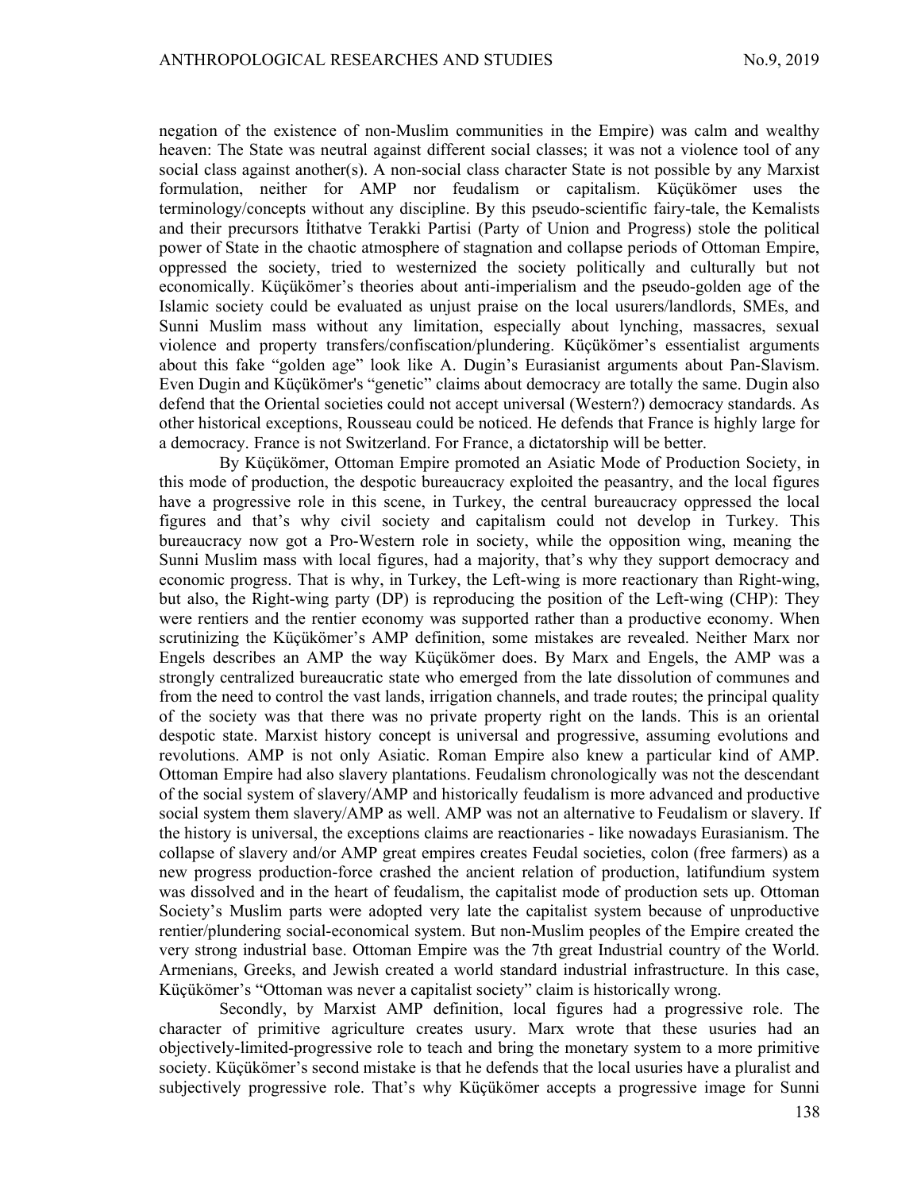negation of the existence of non-Muslim communities in the Empire) was calm and wealthy heaven: The State was neutral against different social classes; it was not a violence tool of any social class against another(s). A non-social class character State is not possible by any Marxist formulation, neither for AMP nor feudalism or capitalism. Küçükömer uses the terminology/concepts without any discipline. By this pseudo-scientific fairy-tale, the Kemalists and their precursors İtithatve Terakki Partisi (Party of Union and Progress) stole the political power of State in the chaotic atmosphere of stagnation and collapse periods of Ottoman Empire, oppressed the society, tried to westernized the society politically and culturally but not economically. Küçükömer's theories about anti-imperialism and the pseudo-golden age of the Islamic society could be evaluated as unjust praise on the local usurers/landlords, SMEs, and Sunni Muslim mass without any limitation, especially about lynching, massacres, sexual violence and property transfers/confiscation/plundering. Küçükömer's essentialist arguments about this fake "golden age" look like A. Dugin's Eurasianist arguments about Pan-Slavism. Even Dugin and Küçükömer's "genetic" claims about democracy are totally the same. Dugin also defend that the Oriental societies could not accept universal (Western?) democracy standards. As other historical exceptions, Rousseau could be noticed. He defends that France is highly large for a democracy. France is not Switzerland. For France, a dictatorship will be better.

By Küçükömer, Ottoman Empire promoted an Asiatic Mode of Production Society, in this mode of production, the despotic bureaucracy exploited the peasantry, and the local figures have a progressive role in this scene, in Turkey, the central bureaucracy oppressed the local figures and that's why civil society and capitalism could not develop in Turkey. This bureaucracy now got a Pro-Western role in society, while the opposition wing, meaning the Sunni Muslim mass with local figures, had a majority, that's why they support democracy and economic progress. That is why, in Turkey, the Left-wing is more reactionary than Right-wing, but also, the Right-wing party (DP) is reproducing the position of the Left-wing (CHP): They were rentiers and the rentier economy was supported rather than a productive economy. When scrutinizing the Küçükömer's AMP definition, some mistakes are revealed. Neither Marx nor Engels describes an AMP the way Küçükömer does. By Marx and Engels, the AMP was a strongly centralized bureaucratic state who emerged from the late dissolution of communes and from the need to control the vast lands, irrigation channels, and trade routes; the principal quality of the society was that there was no private property right on the lands. This is an oriental despotic state. Marxist history concept is universal and progressive, assuming evolutions and revolutions. AMP is not only Asiatic. Roman Empire also knew a particular kind of AMP. Ottoman Empire had also slavery plantations. Feudalism chronologically was not the descendant of the social system of slavery/AMP and historically feudalism is more advanced and productive social system them slavery/AMP as well. AMP was not an alternative to Feudalism or slavery. If the history is universal, the exceptions claims are reactionaries - like nowadays Eurasianism. The collapse of slavery and/or AMP great empires creates Feudal societies, colon (free farmers) as a new progress production-force crashed the ancient relation of production, latifundium system was dissolved and in the heart of feudalism, the capitalist mode of production sets up. Ottoman Society's Muslim parts were adopted very late the capitalist system because of unproductive rentier/plundering social-economical system. But non-Muslim peoples of the Empire created the very strong industrial base. Ottoman Empire was the 7th great Industrial country of the World. Armenians, Greeks, and Jewish created a world standard industrial infrastructure. In this case, Küçükömer's "Ottoman was never a capitalist society" claim is historically wrong.

Secondly, by Marxist AMP definition, local figures had a progressive role. The character of primitive agriculture creates usury. Marx wrote that these usuries had an objectively-limited-progressive role to teach and bring the monetary system to a more primitive society. Küçükömer's second mistake is that he defends that the local usuries have a pluralist and subjectively progressive role. That's why Küçükömer accepts a progressive image for Sunni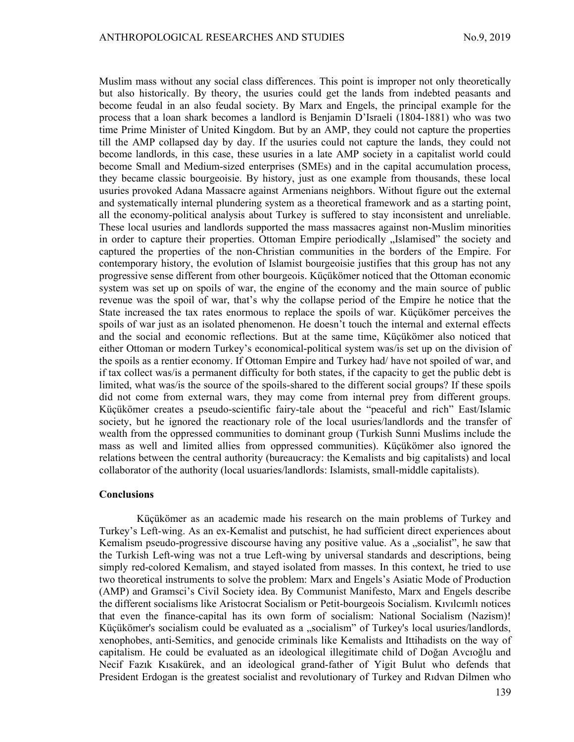Muslim mass without any social class differences. This point is improper not only theoretically but also historically. By theory, the usuries could get the lands from indebted peasants and become feudal in an also feudal society. By Marx and Engels, the principal example for the process that a loan shark becomes a landlord is Benjamin D'Israeli (1804-1881) who was two time Prime Minister of United Kingdom. But by an AMP, they could not capture the properties till the AMP collapsed day by day. If the usuries could not capture the lands, they could not become landlords, in this case, these usuries in a late AMP society in a capitalist world could become Small and Medium-sized enterprises (SMEs) and in the capital accumulation process, they became classic bourgeoisie. By history, just as one example from thousands, these local usuries provoked Adana Massacre against Armenians neighbors. Without figure out the external and systematically internal plundering system as a theoretical framework and as a starting point, all the economy-political analysis about Turkey is suffered to stay inconsistent and unreliable. These local usuries and landlords supported the mass massacres against non-Muslim minorities in order to capture their properties. Ottoman Empire periodically „Islamised" the society and captured the properties of the non-Christian communities in the borders of the Empire. For contemporary history, the evolution of Islamist bourgeoisie justifies that this group has not any progressive sense different from other bourgeois. Küçükömer noticed that the Ottoman economic system was set up on spoils of war, the engine of the economy and the main source of public revenue was the spoil of war, that's why the collapse period of the Empire he notice that the State increased the tax rates enormous to replace the spoils of war. Küçükömer perceives the spoils of war just as an isolated phenomenon. He doesn't touch the internal and external effects and the social and economic reflections. But at the same time, Küçükömer also noticed that either Ottoman or modern Turkey's economical-political system was/is set up on the division of the spoils as a rentier economy. If Ottoman Empire and Turkey had/ have not spoiled of war, and if tax collect was/is a permanent difficulty for both states, if the capacity to get the public debt is limited, what was/is the source of the spoils-shared to the different social groups? If these spoils did not come from external wars, they may come from internal prey from different groups. Küçükömer creates a pseudo-scientific fairy-tale about the "peaceful and rich" East/Islamic society, but he ignored the reactionary role of the local usuries/landlords and the transfer of wealth from the oppressed communities to dominant group (Turkish Sunni Muslims include the mass as well and limited allies from oppressed communities). Küçükömer also ignored the relations between the central authority (bureaucracy: the Kemalists and big capitalists) and local collaborator of the authority (local usuaries/landlords: Islamists, small-middle capitalists).

## Conclusions

Küçükömer as an academic made his research on the main problems of Turkey and Turkey's Left-wing. As an ex-Kemalist and putschist, he had sufficient direct experiences about Kemalism pseudo-progressive discourse having any positive value. As a „socialist", he saw that the Turkish Left-wing was not a true Left-wing by universal standards and descriptions, being simply red-colored Kemalism, and stayed isolated from masses. In this context, he tried to use two theoretical instruments to solve the problem: Marx and Engels's Asiatic Mode of Production (AMP) and Gramsci's Civil Society idea. By Communist Manifesto, Marx and Engels describe the different socialisms like Aristocrat Socialism or Petit-bourgeois Socialism. Kıvılcımlı notices that even the finance-capital has its own form of socialism: National Socialism (Nazism)! Küçükömer's socialism could be evaluated as a „socialism" of Turkey's local usuries/landlords, xenophobes, anti-Semitics, and genocide criminals like Kemalists and Ittihadists on the way of capitalism. He could be evaluated as an ideological illegitimate child of Doğan Avcıoğlu and Necif Fazık Kısakürek, and an ideological grand-father of Yigit Bulut who defends that President Erdogan is the greatest socialist and revolutionary of Turkey and Rıdvan Dilmen who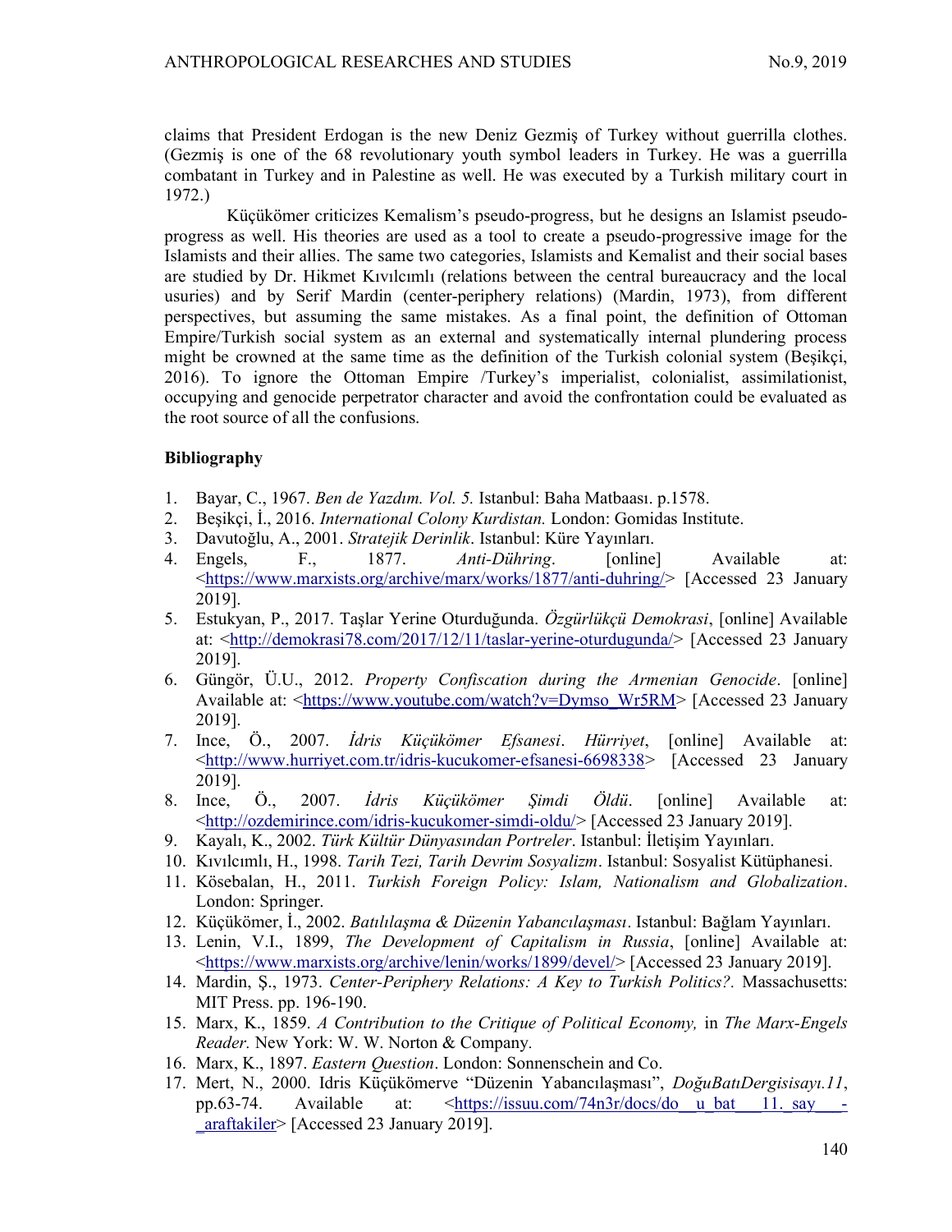claims that President Erdogan is the new Deniz Gezmiş of Turkey without guerrilla clothes. (Gezmiş is one of the 68 revolutionary youth symbol leaders in Turkey. He was a guerrilla combatant in Turkey and in Palestine as well. He was executed by a Turkish military court in 1972.)

Küçükömer criticizes Kemalism's pseudo-progress, but he designs an Islamist pseudo-progress as well. His theories are used as a tool to create a pseudo-progressive image for the Islamists and their allies. The same two categories, Islamists and Kemalist and their social bases are studied by Dr. Hikmet Kıvılcımlı (relations between the central bureaucracy and the local usuries) and by Serif Mardin (center-periphery relations) (Mardin, 1973), from different perspectives, but assuming the same mistakes. As a final point, the definition of Ottoman Empire/Turkish social system as an external and systematically internal plundering process might be crowned at the same time as the definition of the Turkish colonial system (Beşikçi, 2016). To ignore the Ottoman Empire /Turkey's imperialist, colonialist, assimilationist, occupying and genocide perpetrator character and avoid the confrontation could be evaluated as the root source of all the confusions.

## Bibliography

1. Bayar, C., 1967. *Ben de Yazdım. Vol. 5.* Istanbul: Baha Matbaası. p.1578.
2. Beşikçi, İ., 2016. *International Colony Kurdistan.* London: Gomidas Institute.
3. Davutoğlu, A., 2001. *Stratejik Derinlik*. Istanbul: Küre Yayınları.
4. Engels, F., 1877. *Anti-Dühring*. [online] Available at: <https://www.marxists.org/archive/marx/works/1877/anti-duhring/> [Accessed 23 January 2019].
5. Estukyan, P., 2017. Taşlar Yerine Oturduğunda. *Özgürlükçü Demokrasi*, [online] Available at: <http://demokrasi78.com/2017/12/11/taslar-yerine-oturdugunda/> [Accessed 23 January 2019].
6. Güngör, Ü.U., 2012. *Property Confiscation during the Armenian Genocide*. [online] Available at: <https://www.youtube.com/watch?v=Dymso_Wr5RM> [Accessed 23 January 2019].
7. Ince, Ö., 2007. *İdris Küçükömer Efsanesi*. *Hürriyet*, [online] Available at: <http://www.hurriyet.com.tr/idris-kucukomer-efsanesi-6698338> [Accessed 23 January 2019].
8. Ince, Ö., 2007. *İdris Küçükömer Şimdi Öldü*. [online] Available at: <http://ozdemirince.com/idris-kucukomer-simdi-oldu/> [Accessed 23 January 2019].
9. Kayalı, K., 2002. *Türk Kültür Dünyasından Portreler*. Istanbul: İletişim Yayınları.
10. Kıvılcımlı, H., 1998. *Tarih Tezi, Tarih Devrim Sosyalizm*. Istanbul: Sosyalist Kütüphanesi.
11. Kösebalan, H., 2011. *Turkish Foreign Policy: Islam, Nationalism and Globalization*. London: Springer.
12. Küçükömer, İ., 2002. *Batılılaşma & Düzenin Yabancılaşması*. Istanbul: Bağlam Yayınları.
13. Lenin, V.I., 1899, *The Development of Capitalism in Russia*, [online] Available at: <https://www.marxists.org/archive/lenin/works/1899/devel/> [Accessed 23 January 2019].
14. Mardin, Ş., 1973. *Center-Periphery Relations: A Key to Turkish Politics?.* Massachusetts: MIT Press. pp. 196-190.
15. Marx, K., 1859. *A Contribution to the Critique of Political Economy,* in *The Marx-Engels Reader.* New York: W. W. Norton & Company.
16. Marx, K., 1897. *Eastern Question*. London: Sonnenschein and Co.
17. Mert, N., 2000. Idris Küçükömerve "Düzenin Yabancılaşması", *DoğuBatıDergisisayı.11*, pp.63-74. Available at: <https://issuu.com/74n3r/docs/do__u_bat___11._say___-_araftakiler> [Accessed 23 January 2019].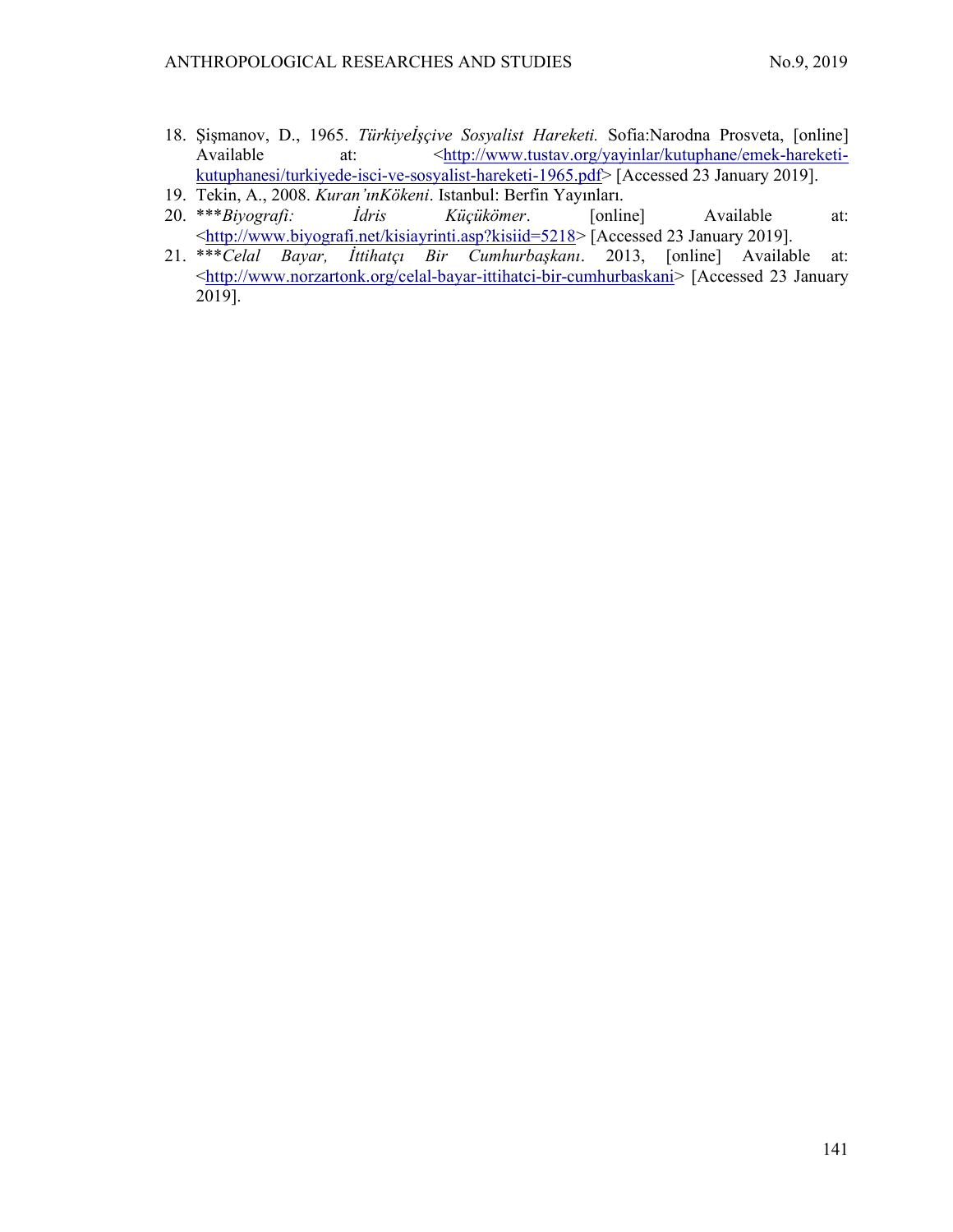18. Şişmanov, D., 1965. *Türkiyeİşçive Sosyalist Hareketi.* Sofia:Narodna Prosveta, [online] Available at: <http://www.tustav.org/yayinlar/kutuphane/emek-hareketi-kutuphanesi/turkiyede-isci-ve-sosyalist-hareketi-1965.pdf> [Accessed 23 January 2019].
19. Tekin, A., 2008. *Kuran'ınKökeni*. Istanbul: Berfin Yayınları.
20. ****Biyografi: İdris Küçükömer*. [online] Available at: <http://www.biyografi.net/kisiayrinti.asp?kisiid=5218> [Accessed 23 January 2019].
21. ****Celal Bayar, İttihatçı Bir Cumhurbaşkanı*. 2013, [online] Available at: <http://www.norzartonk.org/celal-bayar-ittihatci-bir-cumhurbaskani> [Accessed 23 January 2019].